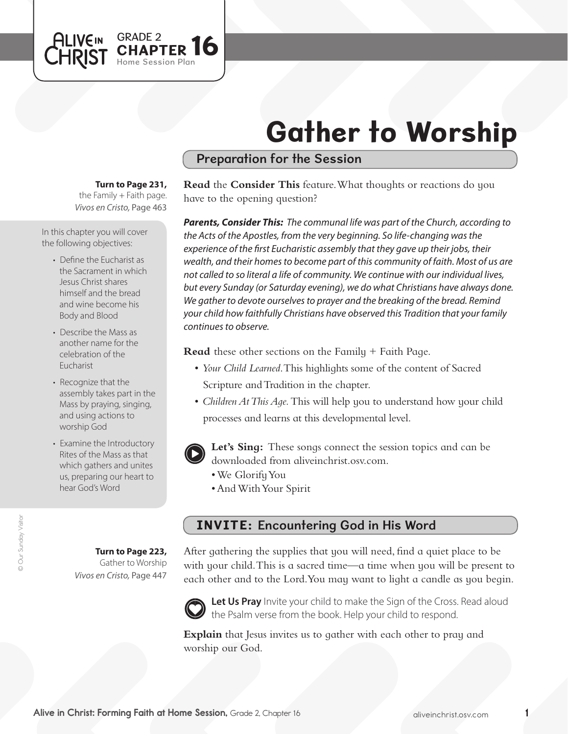ALIVE IN CHRIST GRADE 2 **CHAPTER 16** Home Session Plan

# Gather to Worship

## Preparation for the Session

**Turn to Page 231,** the Family + Faith page. *Vivos en Cristo,* Page 463

In this chapter you will cover the following objectives:

- Define the Eucharist as the Sacrament in which Jesus Christ shares himself and the bread and wine become his Body and Blood
- Describe the Mass as another name for the celebration of the Eucharist
- Recognize that the assembly takes part in the Mass by praying, singing, and using actions to worship God
- Examine the Introductory Rites of the Mass as that which gathers and unites us, preparing our heart to hear God's Word

**Read** the **Consider This** feature. What thoughts or reactions do you have to the opening question?

***Parents, Consider This:*** *The communal life was part of the Church, according to the Acts of the Apostles, from the very beginning. So life-changing was the experience of the first Eucharistic assembly that they gave up their jobs, their wealth, and their homes to become part of this community of faith. Most of us are not called to so literal a life of community. We continue with our individual lives, but every Sunday (or Saturday evening), we do what Christians have always done. We gather to devote ourselves to prayer and the breaking of the bread. Remind your child how faithfully Christians have observed this Tradition that your family continues to observe.*

**Read** these other sections on the Family + Faith Page.

- *Your Child Learned.* This highlights some of the content of Sacred Scripture and Tradition in the chapter.
- *Children At This Age.* This will help you to understand how your child processes and learns at this developmental level.

**Let's Sing:** These songs connect the session topics and can be downloaded from aliveinchrist.osv.com.

- We Glorify You
- And With Your Spirit

## INVITE: Encountering God in His Word

**Turn to Page 223,** Gather to Worship *Vivos en Cristo,* Page 447

After gathering the supplies that you will need, find a quiet place to be with your child. This is a sacred time—a time when you will be present to each other and to the Lord. You may want to light a candle as you begin.

**Let Us Pray** Invite your child to make the Sign of the Cross. Read aloud the Psalm verse from the book. Help your child to respond.

**Explain** that Jesus invites us to gather with each other to pray and worship our God.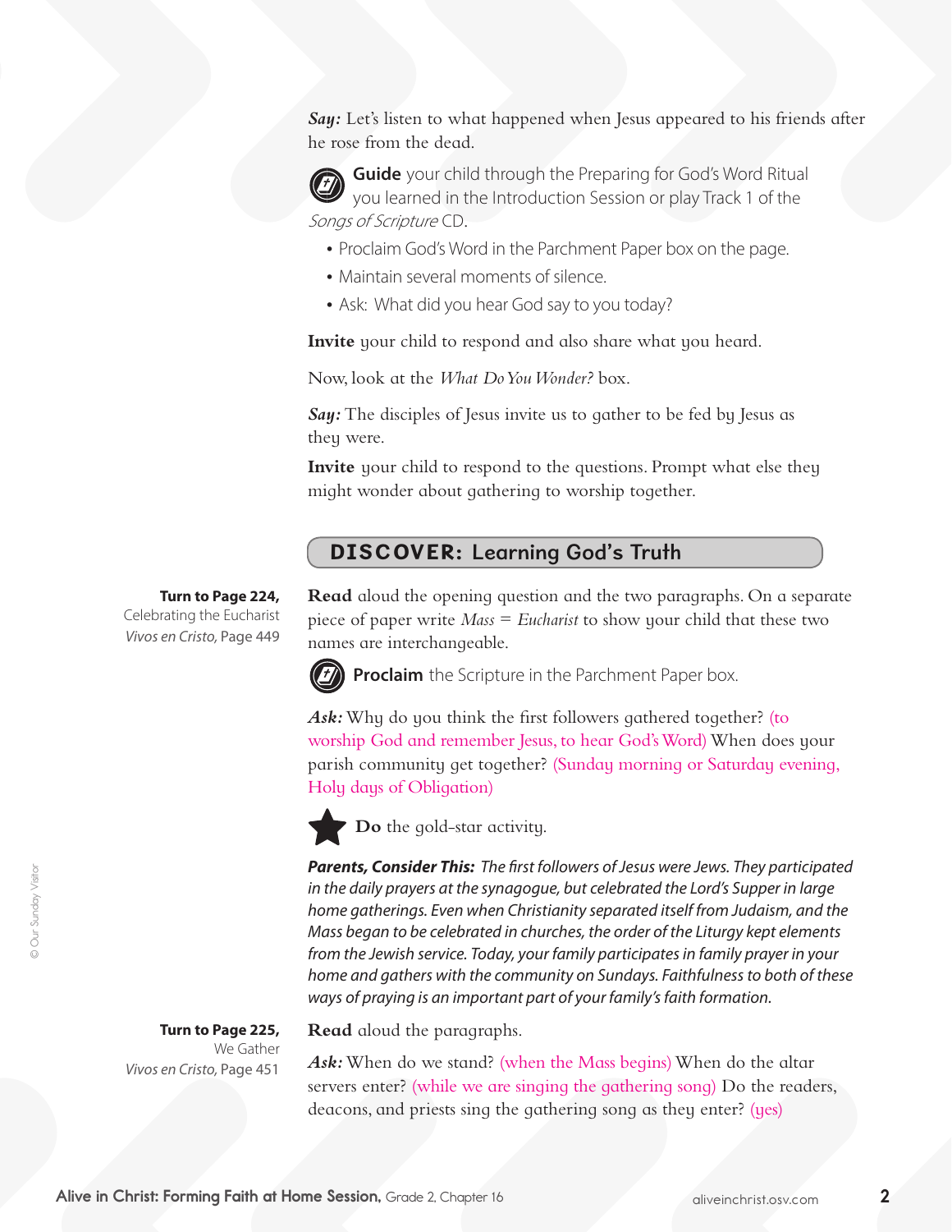***Say:*** Let's listen to what happened when Jesus appeared to his friends after he rose from the dead.

**Guide** your child through the Preparing for God's Word Ritual you learned in the Introduction Session or play Track 1 of the *Songs of Scripture* CD.

- Proclaim God's Word in the Parchment Paper box on the page.
- Maintain several moments of silence.
- Ask: What did you hear God say to you today?

**Invite** your child to respond and also share what you heard.

Now, look at the *What Do You Wonder?* box.

***Say:*** The disciples of Jesus invite us to gather to be fed by Jesus as they were.

**Invite** your child to respond to the questions. Prompt what else they might wonder about gathering to worship together.

## DISCOVER: Learning God's Truth

**Turn to Page 224,**
Celebrating the Eucharist
*Vivos en Cristo*, Page 449

**Read** aloud the opening question and the two paragraphs. On a separate piece of paper write *Mass = Eucharist* to show your child that these two names are interchangeable.

**Proclaim** the Scripture in the Parchment Paper box.

***Ask:*** Why do you think the first followers gathered together? (to worship God and remember Jesus, to hear God's Word) When does your parish community get together? (Sunday morning or Saturday evening, Holy days of Obligation)

**Do** the gold-star activity.

***Parents, Consider This:*** *The first followers of Jesus were Jews. They participated in the daily prayers at the synagogue, but celebrated the Lord's Supper in large home gatherings. Even when Christianity separated itself from Judaism, and the Mass began to be celebrated in churches, the order of the Liturgy kept elements from the Jewish service. Today, your family participates in family prayer in your home and gathers with the community on Sundays. Faithfulness to both of these ways of praying is an important part of your family's faith formation.*

**Turn to Page 225,**
We Gather
*Vivos en Cristo*, Page 451

**Read** aloud the paragraphs.

***Ask:*** When do we stand? (when the Mass begins) When do the altar servers enter? (while we are singing the gathering song) Do the readers, deacons, and priests sing the gathering song as they enter? (yes)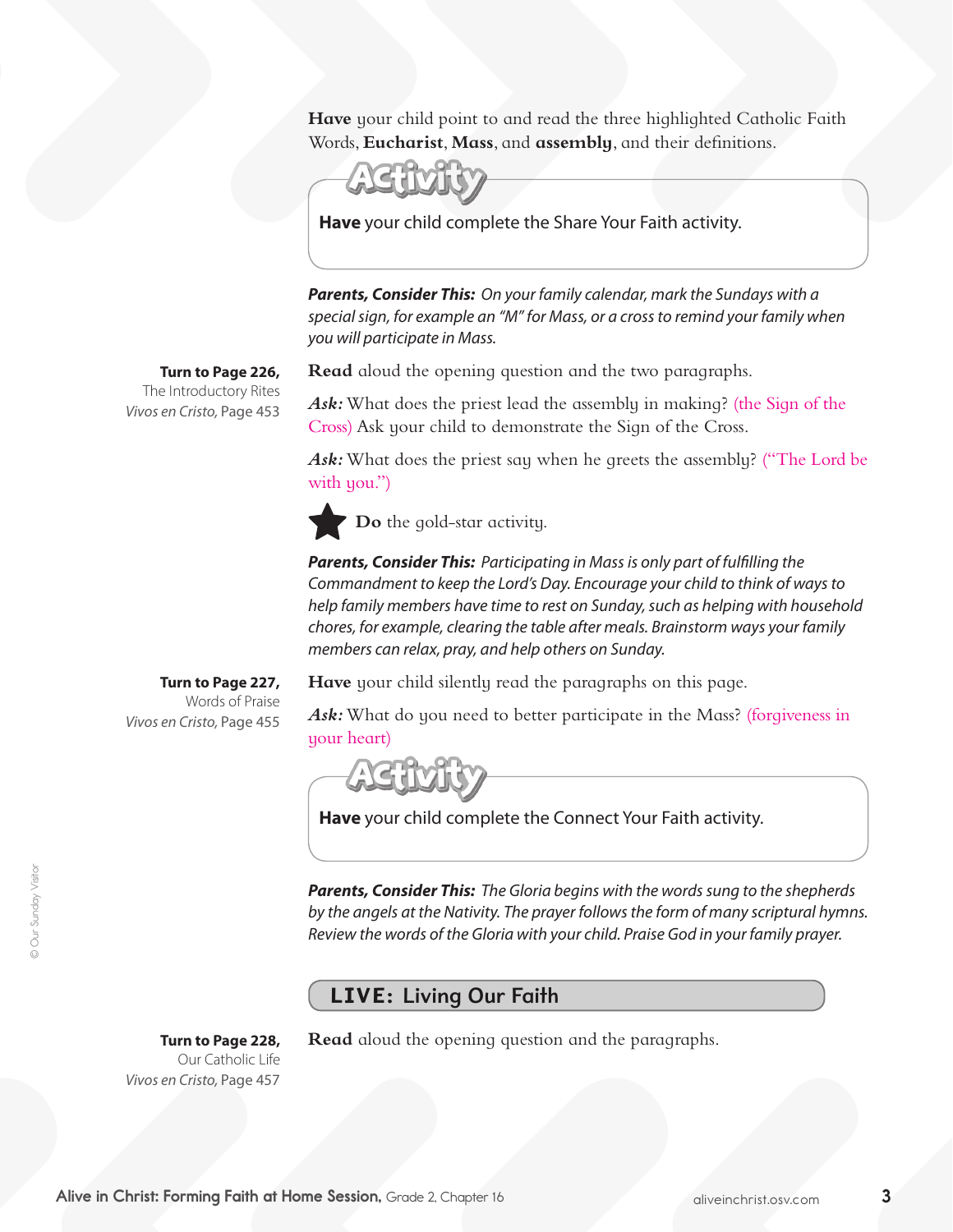**Have** your child point to and read the three highlighted Catholic Faith Words, **Eucharist**, **Mass**, and **assembly**, and their definitions.

**Activity**

**Have** your child complete the Share Your Faith activity.

***Parents, Consider This:*** *On your family calendar, mark the Sundays with a special sign, for example an "M" for Mass, or a cross to remind your family when you will participate in Mass.*

**Turn to Page 226,**
The Introductory Rites
*Vivos en Cristo,* Page 453

**Read** aloud the opening question and the two paragraphs.

***Ask:*** What does the priest lead the assembly in making? (the Sign of the Cross) Ask your child to demonstrate the Sign of the Cross.

***Ask:*** What does the priest say when he greets the assembly? ("The Lord be with you.")

★ **Do** the gold-star activity.

***Parents, Consider This:*** *Participating in Mass is only part of fulfilling the Commandment to keep the Lord's Day. Encourage your child to think of ways to help family members have time to rest on Sunday, such as helping with household chores, for example, clearing the table after meals. Brainstorm ways your family members can relax, pray, and help others on Sunday.*

**Turn to Page 227,**
Words of Praise
*Vivos en Cristo,* Page 455

**Have** your child silently read the paragraphs on this page.

***Ask:*** What do you need to better participate in the Mass? (forgiveness in your heart)

**Activity**

**Have** your child complete the Connect Your Faith activity.

***Parents, Consider This:*** *The Gloria begins with the words sung to the shepherds by the angels at the Nativity. The prayer follows the form of many scriptural hymns. Review the words of the Gloria with your child. Praise God in your family prayer.*

## LIVE: Living Our Faith

**Turn to Page 228,**
Our Catholic Life
*Vivos en Cristo,* Page 457

**Read** aloud the opening question and the paragraphs.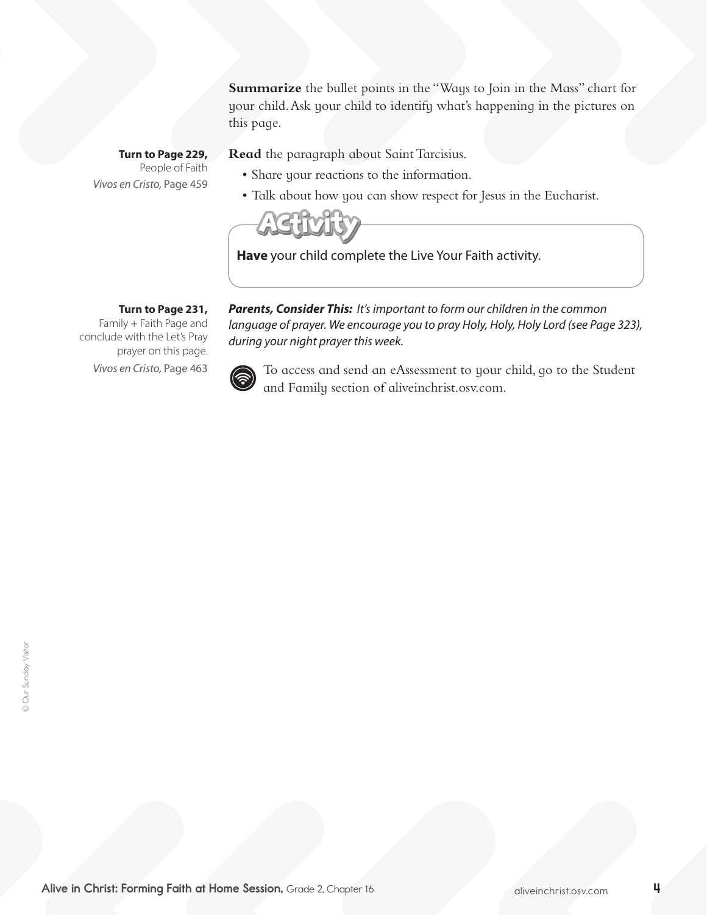**Summarize** the bullet points in the "Ways to Join in the Mass" chart for your child. Ask your child to identify what's happening in the pictures on this page.

**Turn to Page 229,**
People of Faith
*Vivos en Cristo,* Page 459

**Read** the paragraph about Saint Tarcisius.

- Share your reactions to the information.
- Talk about how you can show respect for Jesus in the Eucharist.

**Activity**

**Have** your child complete the Live Your Faith activity.

**Turn to Page 231,**
Family + Faith Page and conclude with the Let's Pray prayer on this page.
*Vivos en Cristo,* Page 463

***Parents, Consider This:*** *It's important to form our children in the common language of prayer. We encourage you to pray Holy, Holy, Holy Lord (see Page 323), during your night prayer this week.*

To access and send an eAssessment to your child, go to the Student and Family section of aliveinchrist.osv.com.

© Our Sunday Visitor

**Alive in Christ: Forming Faith at Home Session,** Grade 2, Chapter 16